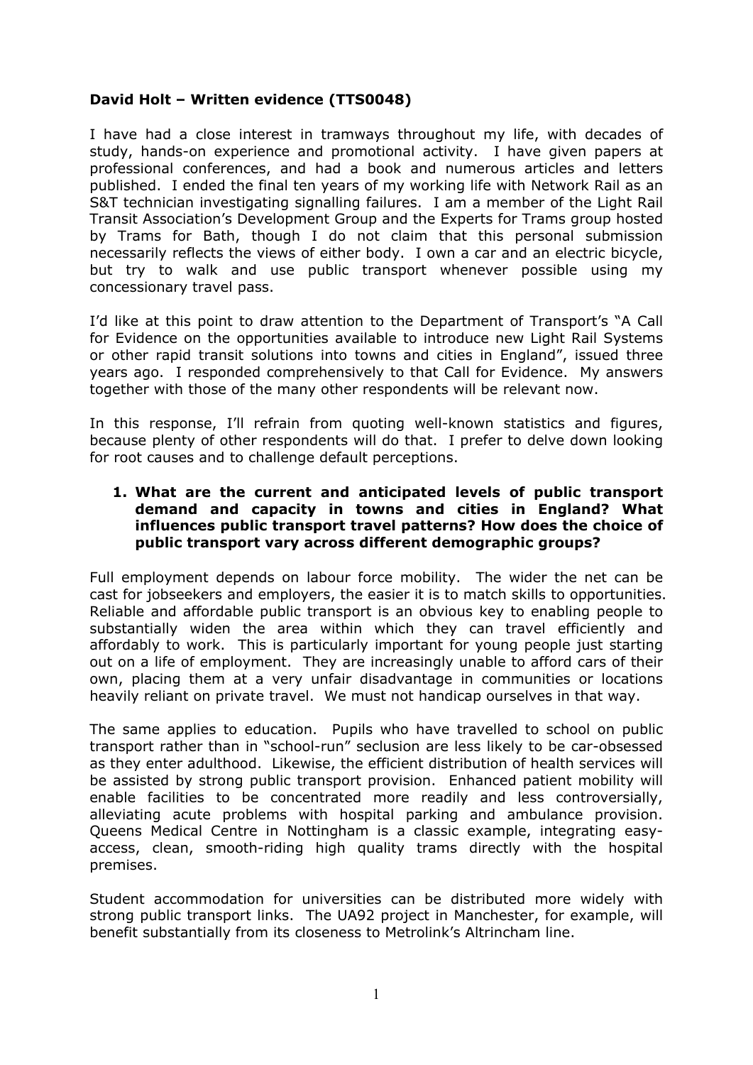**David Holt – Written evidence (TTS0048)**

I have had a close interest in tramways throughout my life, with decades of study, hands-on experience and promotional activity. I have given papers at professional conferences, and had a book and numerous articles and letters published. I ended the final ten years of my working life with Network Rail as an S&T technician investigating signalling failures. I am a member of the Light Rail Transit Association's Development Group and the Experts for Trams group hosted by Trams for Bath, though I do not claim that this personal submission necessarily reflects the views of either body. I own a car and an electric bicycle, but try to walk and use public transport whenever possible using my concessionary travel pass.

I'd like at this point to draw attention to the Department of Transport's "A Call for Evidence on the opportunities available to introduce new Light Rail Systems or other rapid transit solutions into towns and cities in England", issued three years ago. I responded comprehensively to that Call for Evidence. My answers together with those of the many other respondents will be relevant now.

In this response, I'll refrain from quoting well-known statistics and figures, because plenty of other respondents will do that. I prefer to delve down looking for root causes and to challenge default perceptions.

1. **What are the current and anticipated levels of public transport demand and capacity in towns and cities in England? What influences public transport travel patterns? How does the choice of public transport vary across different demographic groups?**

Full employment depends on labour force mobility. The wider the net can be cast for jobseekers and employers, the easier it is to match skills to opportunities. Reliable and affordable public transport is an obvious key to enabling people to substantially widen the area within which they can travel efficiently and affordably to work. This is particularly important for young people just starting out on a life of employment. They are increasingly unable to afford cars of their own, placing them at a very unfair disadvantage in communities or locations heavily reliant on private travel. We must not handicap ourselves in that way.

The same applies to education. Pupils who have travelled to school on public transport rather than in "school-run" seclusion are less likely to be car-obsessed as they enter adulthood. Likewise, the efficient distribution of health services will be assisted by strong public transport provision. Enhanced patient mobility will enable facilities to be concentrated more readily and less controversially, alleviating acute problems with hospital parking and ambulance provision. Queens Medical Centre in Nottingham is a classic example, integrating easy-access, clean, smooth-riding high quality trams directly with the hospital premises.

Student accommodation for universities can be distributed more widely with strong public transport links. The UA92 project in Manchester, for example, will benefit substantially from its closeness to Metrolink's Altrincham line.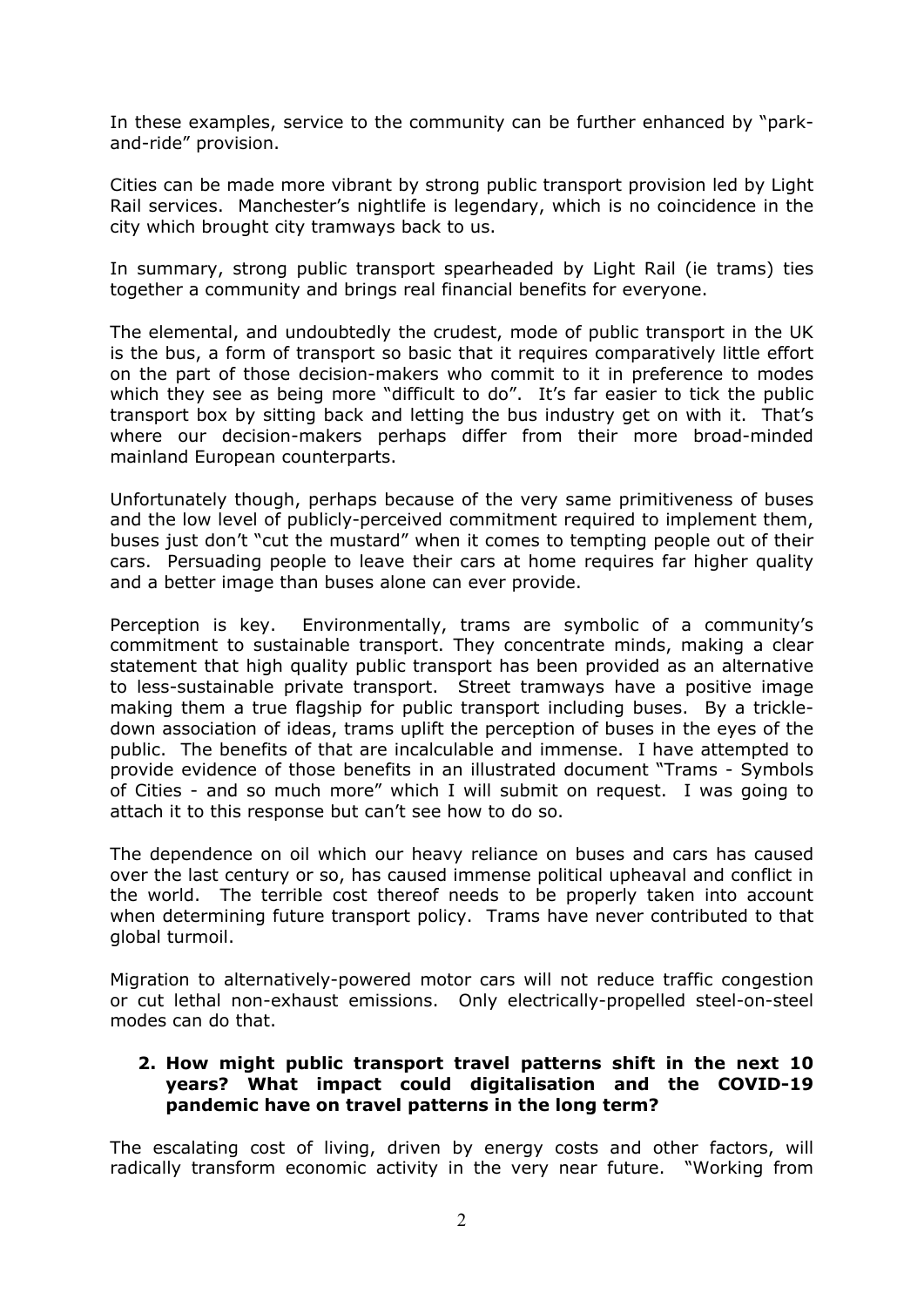In these examples, service to the community can be further enhanced by "park-and-ride" provision.

Cities can be made more vibrant by strong public transport provision led by Light Rail services. Manchester's nightlife is legendary, which is no coincidence in the city which brought city tramways back to us.

In summary, strong public transport spearheaded by Light Rail (ie trams) ties together a community and brings real financial benefits for everyone.

The elemental, and undoubtedly the crudest, mode of public transport in the UK is the bus, a form of transport so basic that it requires comparatively little effort on the part of those decision-makers who commit to it in preference to modes which they see as being more "difficult to do". It's far easier to tick the public transport box by sitting back and letting the bus industry get on with it. That's where our decision-makers perhaps differ from their more broad-minded mainland European counterparts.

Unfortunately though, perhaps because of the very same primitiveness of buses and the low level of publicly-perceived commitment required to implement them, buses just don't "cut the mustard" when it comes to tempting people out of their cars. Persuading people to leave their cars at home requires far higher quality and a better image than buses alone can ever provide.

Perception is key. Environmentally, trams are symbolic of a community's commitment to sustainable transport. They concentrate minds, making a clear statement that high quality public transport has been provided as an alternative to less-sustainable private transport. Street tramways have a positive image making them a true flagship for public transport including buses. By a trickle-down association of ideas, trams uplift the perception of buses in the eyes of the public. The benefits of that are incalculable and immense. I have attempted to provide evidence of those benefits in an illustrated document "Trams - Symbols of Cities - and so much more" which I will submit on request. I was going to attach it to this response but can't see how to do so.

The dependence on oil which our heavy reliance on buses and cars has caused over the last century or so, has caused immense political upheaval and conflict in the world. The terrible cost thereof needs to be properly taken into account when determining future transport policy. Trams have never contributed to that global turmoil.

Migration to alternatively-powered motor cars will not reduce traffic congestion or cut lethal non-exhaust emissions. Only electrically-propelled steel-on-steel modes can do that.

2. **How might public transport travel patterns shift in the next 10 years? What impact could digitalisation and the COVID-19 pandemic have on travel patterns in the long term?**

The escalating cost of living, driven by energy costs and other factors, will radically transform economic activity in the very near future. "Working from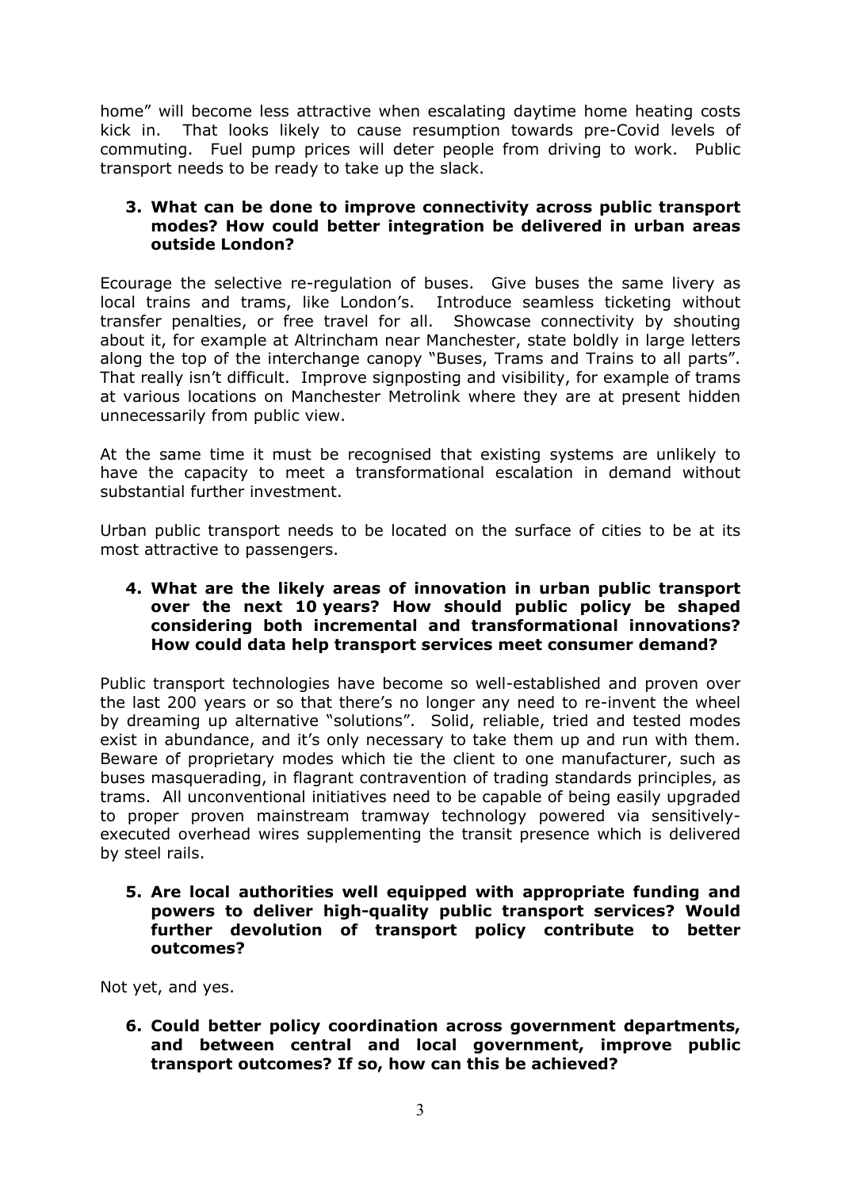home" will become less attractive when escalating daytime home heating costs kick in. That looks likely to cause resumption towards pre-Covid levels of commuting. Fuel pump prices will deter people from driving to work. Public transport needs to be ready to take up the slack.

**3. What can be done to improve connectivity across public transport modes? How could better integration be delivered in urban areas outside London?**

Ecourage the selective re-regulation of buses. Give buses the same livery as local trains and trams, like London's. Introduce seamless ticketing without transfer penalties, or free travel for all. Showcase connectivity by shouting about it, for example at Altrincham near Manchester, state boldly in large letters along the top of the interchange canopy "Buses, Trams and Trains to all parts". That really isn't difficult. Improve signposting and visibility, for example of trams at various locations on Manchester Metrolink where they are at present hidden unnecessarily from public view.

At the same time it must be recognised that existing systems are unlikely to have the capacity to meet a transformational escalation in demand without substantial further investment.

Urban public transport needs to be located on the surface of cities to be at its most attractive to passengers.

**4. What are the likely areas of innovation in urban public transport over the next 10 years? How should public policy be shaped considering both incremental and transformational innovations? How could data help transport services meet consumer demand?**

Public transport technologies have become so well-established and proven over the last 200 years or so that there's no longer any need to re-invent the wheel by dreaming up alternative "solutions". Solid, reliable, tried and tested modes exist in abundance, and it's only necessary to take them up and run with them. Beware of proprietary modes which tie the client to one manufacturer, such as buses masquerading, in flagrant contravention of trading standards principles, as trams. All unconventional initiatives need to be capable of being easily upgraded to proper proven mainstream tramway technology powered via sensitively-executed overhead wires supplementing the transit presence which is delivered by steel rails.

**5. Are local authorities well equipped with appropriate funding and powers to deliver high-quality public transport services? Would further devolution of transport policy contribute to better outcomes?**

Not yet, and yes.

**6. Could better policy coordination across government departments, and between central and local government, improve public transport outcomes? If so, how can this be achieved?**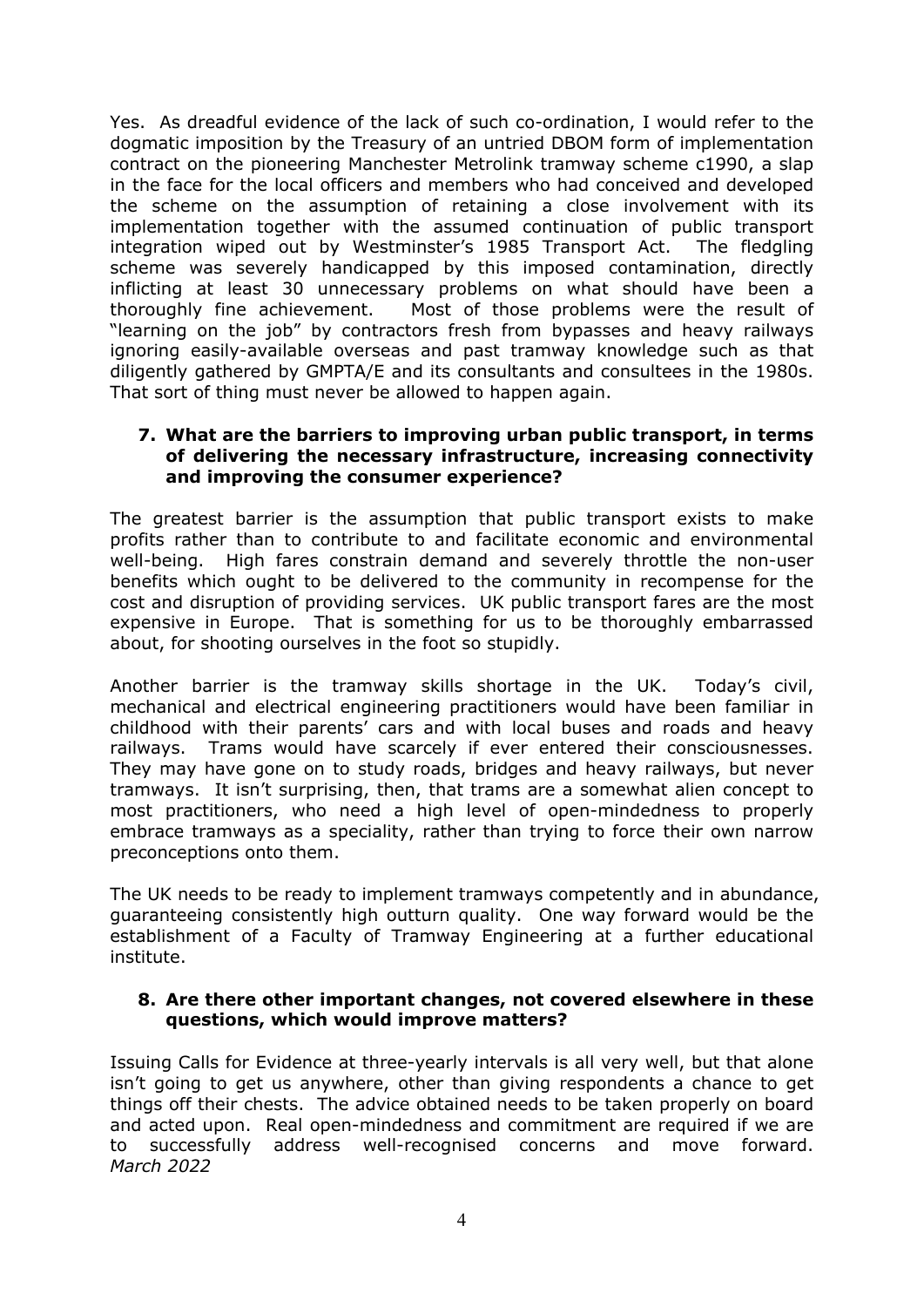Yes. As dreadful evidence of the lack of such co-ordination, I would refer to the dogmatic imposition by the Treasury of an untried DBOM form of implementation contract on the pioneering Manchester Metrolink tramway scheme c1990, a slap in the face for the local officers and members who had conceived and developed the scheme on the assumption of retaining a close involvement with its implementation together with the assumed continuation of public transport integration wiped out by Westminster's 1985 Transport Act. The fledgling scheme was severely handicapped by this imposed contamination, directly inflicting at least 30 unnecessary problems on what should have been a thoroughly fine achievement. Most of those problems were the result of "learning on the job" by contractors fresh from bypasses and heavy railways ignoring easily-available overseas and past tramway knowledge such as that diligently gathered by GMPTA/E and its consultants and consultees in the 1980s. That sort of thing must never be allowed to happen again.

**7. What are the barriers to improving urban public transport, in terms of delivering the necessary infrastructure, increasing connectivity and improving the consumer experience?**

The greatest barrier is the assumption that public transport exists to make profits rather than to contribute to and facilitate economic and environmental well-being. High fares constrain demand and severely throttle the non-user benefits which ought to be delivered to the community in recompense for the cost and disruption of providing services. UK public transport fares are the most expensive in Europe. That is something for us to be thoroughly embarrassed about, for shooting ourselves in the foot so stupidly.

Another barrier is the tramway skills shortage in the UK. Today's civil, mechanical and electrical engineering practitioners would have been familiar in childhood with their parents' cars and with local buses and roads and heavy railways. Trams would have scarcely if ever entered their consciousnesses. They may have gone on to study roads, bridges and heavy railways, but never tramways. It isn't surprising, then, that trams are a somewhat alien concept to most practitioners, who need a high level of open-mindedness to properly embrace tramways as a speciality, rather than trying to force their own narrow preconceptions onto them.

The UK needs to be ready to implement tramways competently and in abundance, guaranteeing consistently high outturn quality. One way forward would be the establishment of a Faculty of Tramway Engineering at a further educational institute.

**8. Are there other important changes, not covered elsewhere in these questions, which would improve matters?**

Issuing Calls for Evidence at three-yearly intervals is all very well, but that alone isn't going to get us anywhere, other than giving respondents a chance to get things off their chests. The advice obtained needs to be taken properly on board and acted upon. Real open-mindedness and commitment are required if we are to successfully address well-recognised concerns and move forward.

*March 2022*